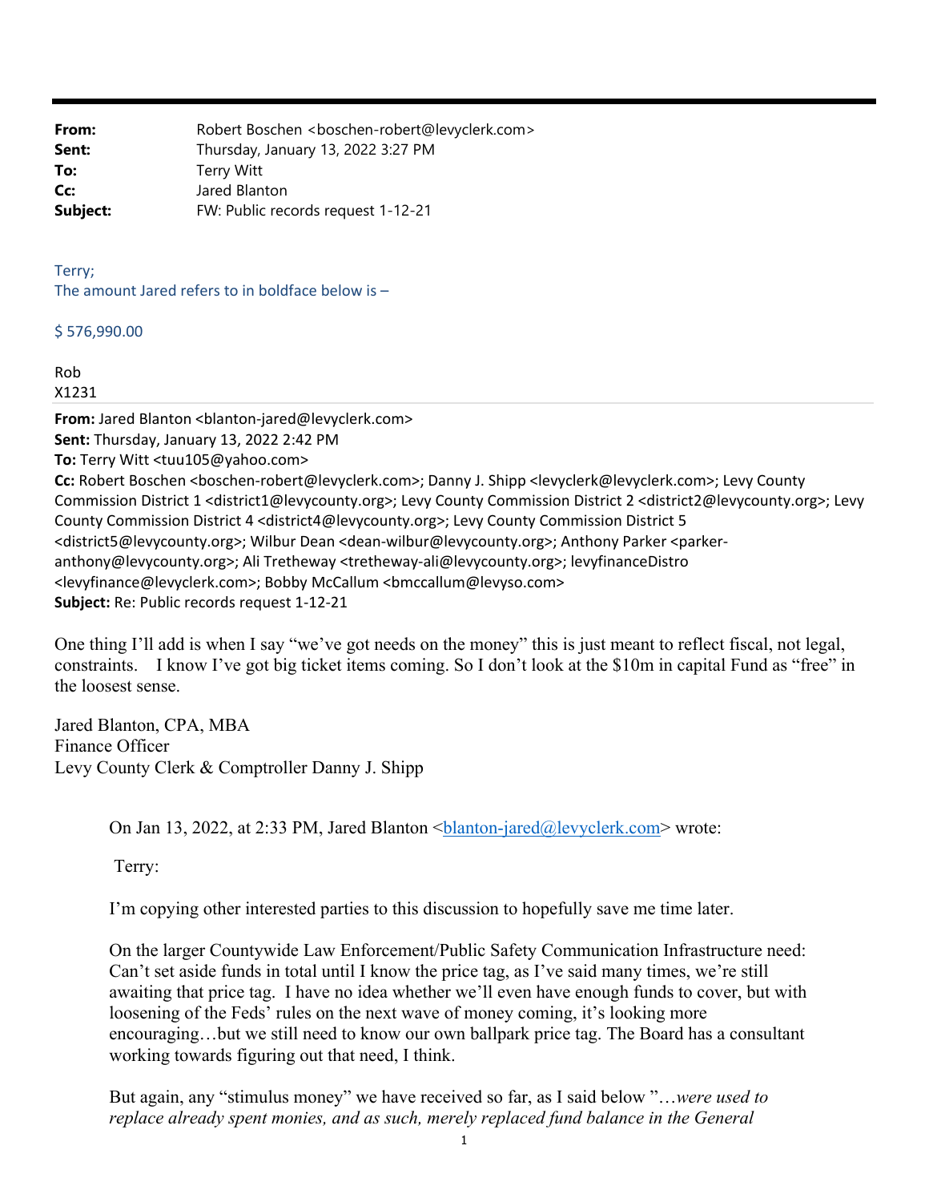| | |
|---|---|
| **From:** | Robert Boschen <boschen-robert@levyclerk.com> |
| **Sent:** | Thursday, January 13, 2022 3:27 PM |
| **To:** | Terry Witt |
| **Cc:** | Jared Blanton |
| **Subject:** | FW: Public records request 1-12-21 |

Terry;
The amount Jared refers to in boldface below is –

$ 576,990.00

Rob
X1231

**From:** Jared Blanton <blanton-jared@levyclerk.com>
**Sent:** Thursday, January 13, 2022 2:42 PM
**To:** Terry Witt <tuu105@yahoo.com>
**Cc:** Robert Boschen <boschen-robert@levyclerk.com>; Danny J. Shipp <levyclerk@levyclerk.com>; Levy County Commission District 1 <district1@levycounty.org>; Levy County Commission District 2 <district2@levycounty.org>; Levy County Commission District 4 <district4@levycounty.org>; Levy County Commission District 5 <district5@levycounty.org>; Wilbur Dean <dean-wilbur@levycounty.org>; Anthony Parker <parker-anthony@levycounty.org>; Ali Tretheway <tretheway-ali@levycounty.org>; levyfinanceDistro <levyfinance@levyclerk.com>; Bobby McCallum <bmccallum@levyso.com>
**Subject:** Re: Public records request 1-12-21

One thing I'll add is when I say "we've got needs on the money" this is just meant to reflect fiscal, not legal, constraints. I know I've got big ticket items coming. So I don't look at the $10m in capital Fund as "free" in the loosest sense.

Jared Blanton, CPA, MBA
Finance Officer
Levy County Clerk & Comptroller Danny J. Shipp

> On Jan 13, 2022, at 2:33 PM, Jared Blanton <blanton-jared@levyclerk.com> wrote:
>
> Terry:
>
> I'm copying other interested parties to this discussion to hopefully save me time later.
>
> On the larger Countywide Law Enforcement/Public Safety Communication Infrastructure need: Can't set aside funds in total until I know the price tag, as I've said many times, we're still awaiting that price tag. I have no idea whether we'll even have enough funds to cover, but with loosening of the Feds' rules on the next wave of money coming, it's looking more encouraging…but we still need to know our own ballpark price tag. The Board has a consultant working towards figuring out that need, I think.
>
> But again, any "stimulus money" we have received so far, as I said below "…*were used to replace already spent monies, and as such, merely replaced fund balance in the General*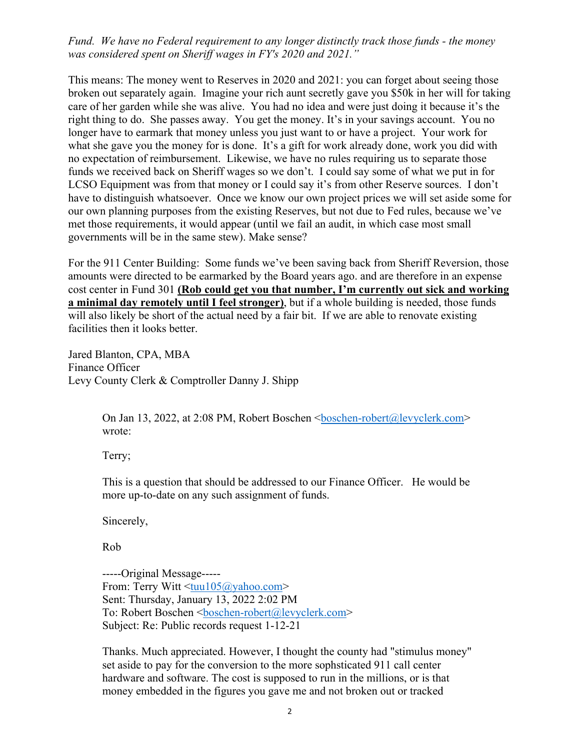*Fund. We have no Federal requirement to any longer distinctly track those funds - the money was considered spent on Sheriff wages in FY's 2020 and 2021."*

This means: The money went to Reserves in 2020 and 2021: you can forget about seeing those broken out separately again. Imagine your rich aunt secretly gave you $50k in her will for taking care of her garden while she was alive. You had no idea and were just doing it because it's the right thing to do. She passes away. You get the money. It's in your savings account. You no longer have to earmark that money unless you just want to or have a project. Your work for what she gave you the money for is done. It's a gift for work already done, work you did with no expectation of reimbursement. Likewise, we have no rules requiring us to separate those funds we received back on Sheriff wages so we don't. I could say some of what we put in for LCSO Equipment was from that money or I could say it's from other Reserve sources. I don't have to distinguish whatsoever. Once we know our own project prices we will set aside some for our own planning purposes from the existing Reserves, but not due to Fed rules, because we've met those requirements, it would appear (until we fail an audit, in which case most small governments will be in the same stew). Make sense?

For the 911 Center Building: Some funds we've been saving back from Sheriff Reversion, those amounts were directed to be earmarked by the Board years ago. and are therefore in an expense cost center in Fund 301 **(Rob could get you that number, I'm currently out sick and working a minimal day remotely until I feel stronger)**, but if a whole building is needed, those funds will also likely be short of the actual need by a fair bit. If we are able to renovate existing facilities then it looks better.

Jared Blanton, CPA, MBA
Finance Officer
Levy County Clerk & Comptroller Danny J. Shipp

> On Jan 13, 2022, at 2:08 PM, Robert Boschen <boschen-robert@levyclerk.com> wrote:
>
> Terry;
>
> This is a question that should be addressed to our Finance Officer. He would be more up-to-date on any such assignment of funds.
>
> Sincerely,
>
> Rob
>
> -----Original Message-----
> From: Terry Witt <tuu105@yahoo.com>
> Sent: Thursday, January 13, 2022 2:02 PM
> To: Robert Boschen <boschen-robert@levyclerk.com>
> Subject: Re: Public records request 1-12-21
>
> Thanks. Much appreciated. However, I thought the county had "stimulus money" set aside to pay for the conversion to the more sophsticated 911 call center hardware and software. The cost is supposed to run in the millions, or is that money embedded in the figures you gave me and not broken out or tracked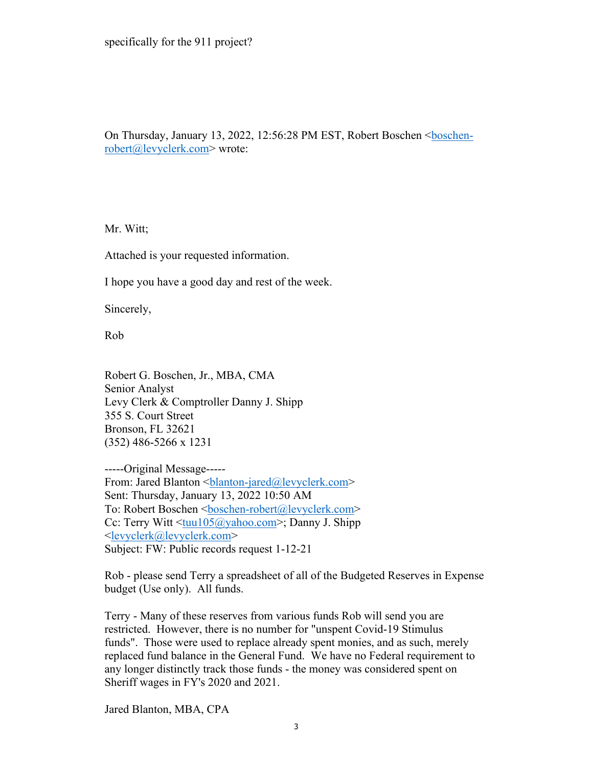specifically for the 911 project?

On Thursday, January 13, 2022, 12:56:28 PM EST, Robert Boschen <boschen-robert@levyclerk.com> wrote:

Mr. Witt;

Attached is your requested information.

I hope you have a good day and rest of the week.

Sincerely,

Rob

Robert G. Boschen, Jr., MBA, CMA  
Senior Analyst  
Levy Clerk & Comptroller Danny J. Shipp  
355 S. Court Street  
Bronson, FL 32621  
(352) 486-5266 x 1231

-----Original Message-----  
From: Jared Blanton <blanton-jared@levyclerk.com>  
Sent: Thursday, January 13, 2022 10:50 AM  
To: Robert Boschen <boschen-robert@levyclerk.com>  
Cc: Terry Witt <tuu105@yahoo.com>; Danny J. Shipp <levyclerk@levyclerk.com>  
Subject: FW: Public records request 1-12-21

Rob - please send Terry a spreadsheet of all of the Budgeted Reserves in Expense budget (Use only). All funds.

Terry - Many of these reserves from various funds Rob will send you are restricted. However, there is no number for "unspent Covid-19 Stimulus funds". Those were used to replace already spent monies, and as such, merely replaced fund balance in the General Fund. We have no Federal requirement to any longer distinctly track those funds - the money was considered spent on Sheriff wages in FY's 2020 and 2021.

Jared Blanton, MBA, CPA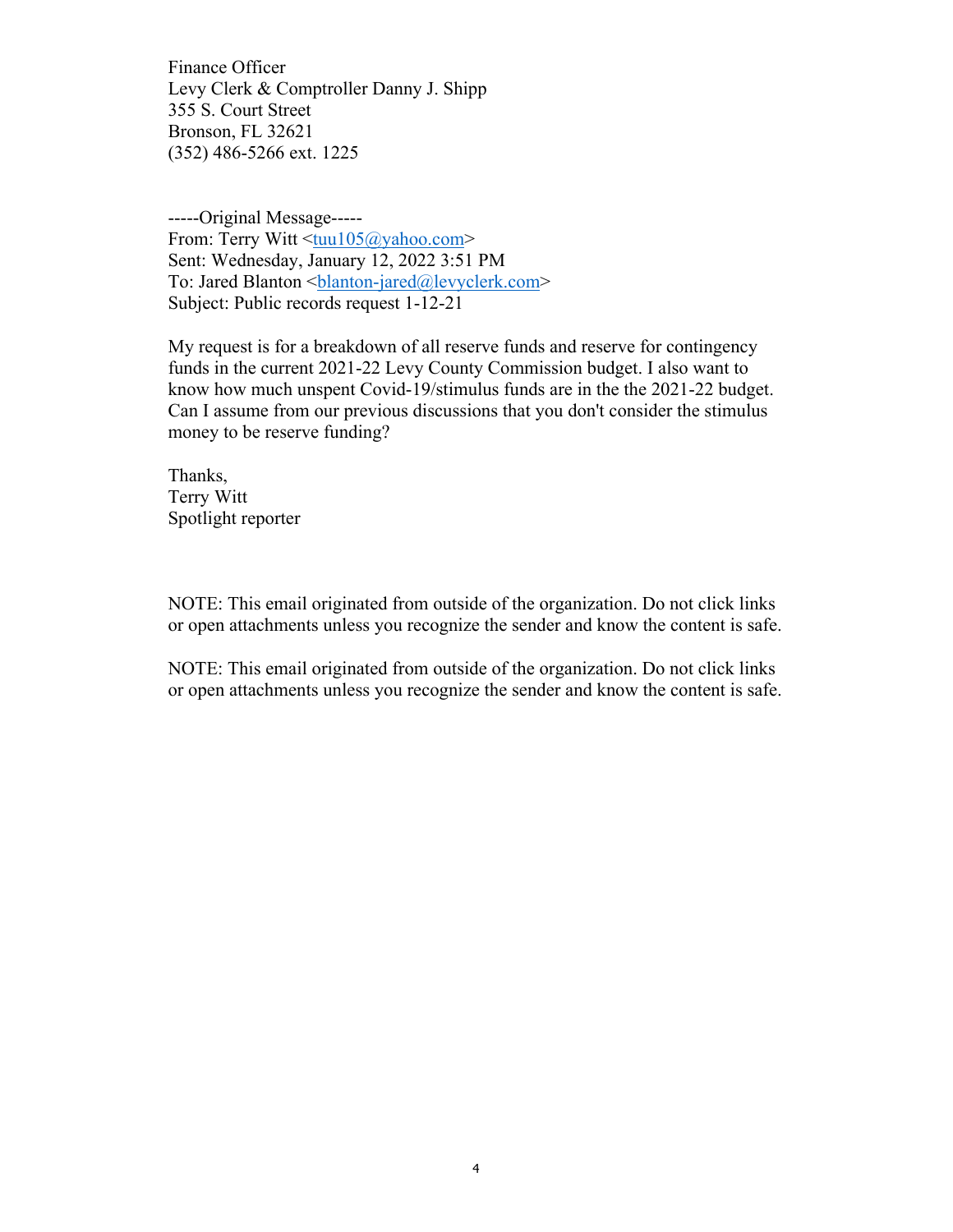Finance Officer
Levy Clerk & Comptroller Danny J. Shipp
355 S. Court Street
Bronson, FL 32621
(352) 486-5266 ext. 1225

-----Original Message-----
From: Terry Witt <tuu105@yahoo.com>
Sent: Wednesday, January 12, 2022 3:51 PM
To: Jared Blanton <blanton-jared@levyclerk.com>
Subject: Public records request 1-12-21

My request is for a breakdown of all reserve funds and reserve for contingency funds in the current 2021-22 Levy County Commission budget. I also want to know how much unspent Covid-19/stimulus funds are in the the 2021-22 budget. Can I assume from our previous discussions that you don't consider the stimulus money to be reserve funding?

Thanks,
Terry Witt
Spotlight reporter

NOTE: This email originated from outside of the organization. Do not click links or open attachments unless you recognize the sender and know the content is safe.

NOTE: This email originated from outside of the organization. Do not click links or open attachments unless you recognize the sender and know the content is safe.